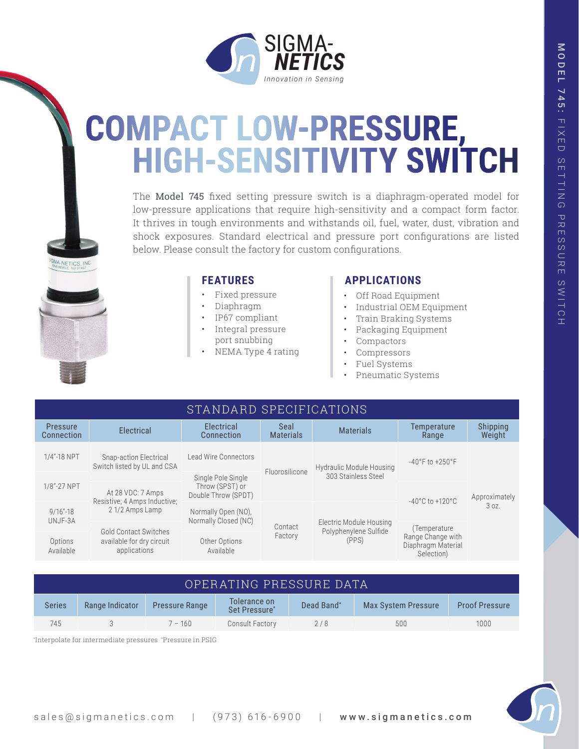SIGMA-NETICS

*Innovation in Sensing*

# COMPACT LOW-PRESSURE, HIGH-SENSITIVITY SWITCH

The **Model 745** fixed setting pressure switch is a diaphragm-operated model for low-pressure applications that require high-sensitivity and a compact form factor. It thrives in tough environments and withstands oil, fuel, water, dust, vibration and shock exposures. Standard electrical and pressure port configurations are listed below. Please consult the factory for custom configurations.

## FEATURES

- Fixed pressure
- Diaphragm
- IP67 compliant
- Integral pressure port snubbing
- NEMA Type 4 rating

## APPLICATIONS

- Off Road Equipment
- Industrial OEM Equipment
- Train Braking Systems
- Packaging Equipment
- Compactors
- Compressors
- Fuel Systems
- Pneumatic Systems

## STANDARD SPECIFICATIONS

| Pressure Connection | Electrical | Electrical Connection | Seal Materials | Materials | Temperature Range | Shipping Weight |
|---|---|---|---|---|---|---|
| 1/4"-18 NPT | Snap-action Electrical Switch listed by UL and CSA | Lead Wire Connectors | Fluorosilicone | Hydraulic Module Housing 303 Stainless Steel | -40°F to +250°F | Approximately 3 oz. |
| 1/8"-27 NPT | At 28 VDC: 7 Amps Resistive; 4 Amps Inductive; 2 1/2 Amps Lamp | Single Pole Single Throw (SPST) or Double Throw (SPDT) | | | -40°C to +120°C | |
| 9/16"-18 UNJF-3A | | Normally Open (NO), Normally Closed (NC) | Contact Factory | Electric Module Housing Polyphenylene Sulfide (PPS) | (Temperature Range Change with Diaphragm Material Selection) | |
| Options Available | Gold Contact Switches available for dry circuit applications | Other Options Available | | | | |

## OPERATING PRESSURE DATA

| Series | Range Indicator | Pressure Range | Tolerance on Set Pressure* | Dead Band* | Max System Pressure | Proof Pressure |
|---|---|---|---|---|---|---|
| 745 | 3 | 7 – 160 | Consult Factory | 2 / 8 | 500 | 1000 |

*Interpolate for intermediate pressures *Pressure in PSIG

sales@sigmanetics.com | (973) 616-6900 | **www.sigmanetics.com**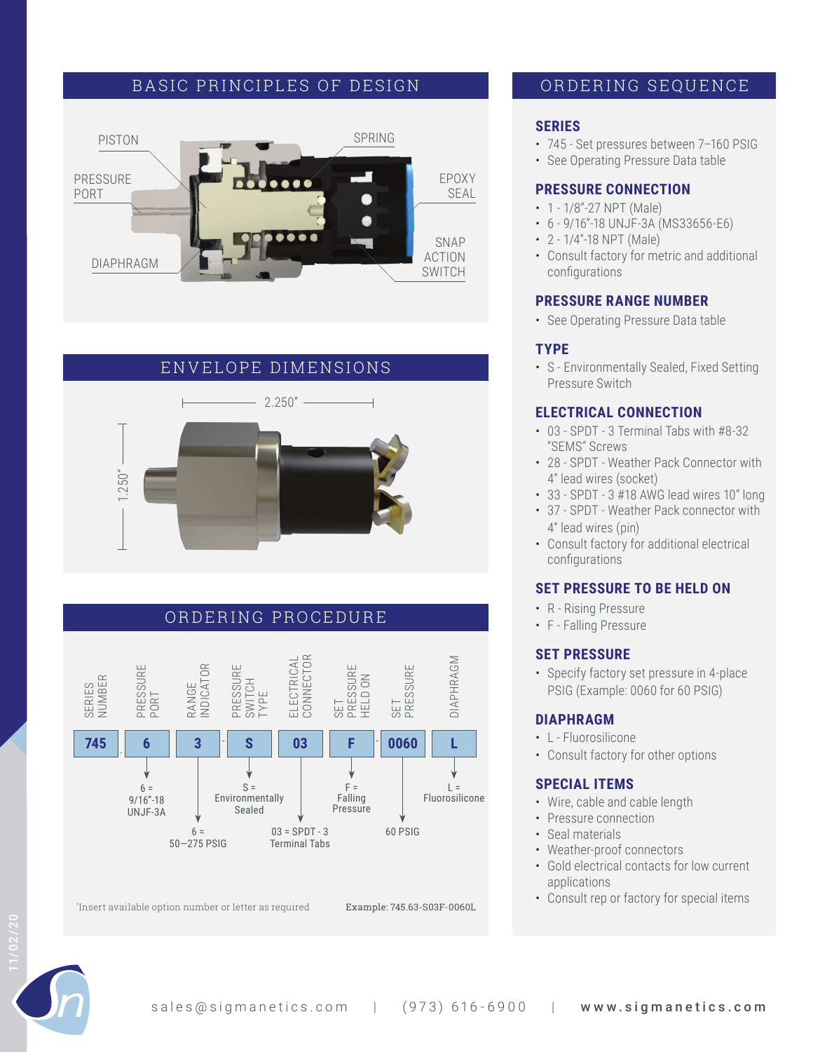## BASIC PRINCIPLES OF DESIGN

PISTON

SPRING

PRESSURE PORT

EPOXY SEAL

DIAPHRAGM

SNAP ACTION SWITCH

## ENVELOPE DIMENSIONS

2.250"

1.250"

## ORDERING PROCEDURE

| SERIES NUMBER | PRESSURE PORT | RANGE INDICATOR | PRESSURE SWITCH TYPE | ELECTRICAL CONNECTOR | SET PRESSURE HELD ON | SET PRESSURE | DIAPHRAGM |
|---|---|---|---|---|---|---|---|
| 745 | 6 | 3 | S | 03 | F | 0060 | L |
| | 6 = 9/16"-18 UNJF-3A | 6 = 50–275 PSIG | S = Environmentally Sealed | 03 = SPDT - 3 Terminal Tabs | F = Falling Pressure | 60 PSIG | L = Fluorosilicone |

'Insert available option number or letter as required

Example: 745.63-S03F-0060L

## ORDERING SEQUENCE

### SERIES

- 745 - Set pressures between 7–160 PSIG
- See Operating Pressure Data table

### PRESSURE CONNECTION

- 1 - 1/8"-27 NPT (Male)
- 6 - 9/16"-18 UNJF-3A (MS33656-E6)
- 2 - 1/4"-18 NPT (Male)
- Consult factory for metric and additional configurations

### PRESSURE RANGE NUMBER

- See Operating Pressure Data table

### TYPE

- S - Environmentally Sealed, Fixed Setting Pressure Switch

### ELECTRICAL CONNECTION

- 03 - SPDT - 3 Terminal Tabs with #8-32 "SEMS" Screws
- 28 - SPDT - Weather Pack Connector with 4" lead wires (socket)
- 33 - SPDT - 3 #18 AWG lead wires 10" long
- 37 - SPDT - Weather Pack connector with 4" lead wires (pin)
- Consult factory for additional electrical configurations

### SET PRESSURE TO BE HELD ON

- R - Rising Pressure
- F - Falling Pressure

### SET PRESSURE

- Specify factory set pressure in 4-place PSIG (Example: 0060 for 60 PSIG)

### DIAPHRAGM

- L - Fluorosilicone
- Consult factory for other options

### SPECIAL ITEMS

- Wire, cable and cable length
- Pressure connection
- Seal materials
- Weather-proof connectors
- Gold electrical contacts for low current applications
- Consult rep or factory for special items

sales@sigmanetics.com | (973) 616-6900 | www.sigmanetics.com